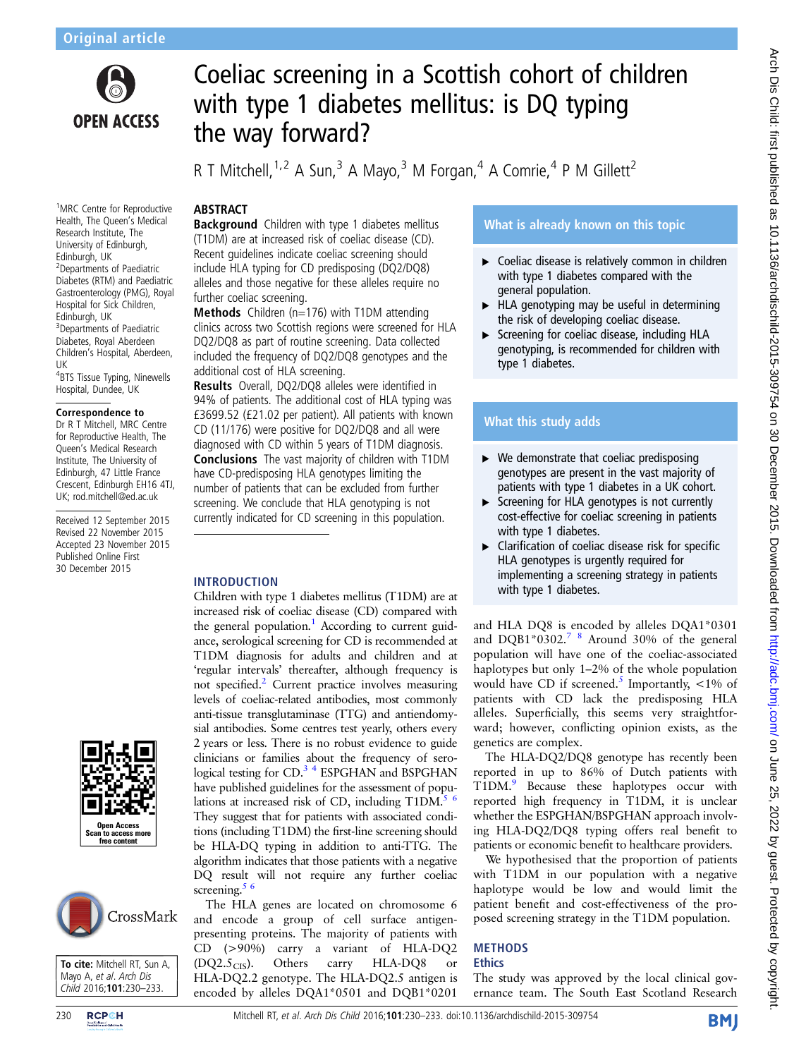Original article

# Coeliac screening in a Scottish cohort of children with type 1 diabetes mellitus: is DQ typing the way forward?

R T Mitchell,[1,2] A Sun,[3] A Mayo,[3] M Forgan,[4] A Comrie,[4] P M Gillett[2]

[1]MRC Centre for Reproductive Health, The Queen's Medical Research Institute, The University of Edinburgh, Edinburgh, UK
[2]Departments of Paediatric Diabetes (RTM) and Paediatric Gastroenterology (PMG), Royal Hospital for Sick Children, Edinburgh, UK
[3]Departments of Paediatric Diabetes, Royal Aberdeen Children's Hospital, Aberdeen, UK
[4]BTS Tissue Typing, Ninewells Hospital, Dundee, UK

**Correspondence to**
Dr R T Mitchell, MRC Centre for Reproductive Health, The Queen's Medical Research Institute, The University of Edinburgh, 47 Little France Crescent, Edinburgh EH16 4TJ, UK; rod.mitchell@ed.ac.uk

Received 12 September 2015
Revised 22 November 2015
Accepted 23 November 2015
Published Online First 30 December 2015

## ABSTRACT

**Background** Children with type 1 diabetes mellitus (T1DM) are at increased risk of coeliac disease (CD). Recent guidelines indicate coeliac screening should include HLA typing for CD predisposing (DQ2/DQ8) alleles and those negative for these alleles require no further coeliac screening.

**Methods** Children (n=176) with T1DM attending clinics across two Scottish regions were screened for HLA DQ2/DQ8 as part of routine screening. Data collected included the frequency of DQ2/DQ8 genotypes and the additional cost of HLA screening.

**Results** Overall, DQ2/DQ8 alleles were identified in 94% of patients. The additional cost of HLA typing was £3699.52 (£21.02 per patient). All patients with known CD (11/176) were positive for DQ2/DQ8 and all were diagnosed with CD within 5 years of T1DM diagnosis.

**Conclusions** The vast majority of children with T1DM have CD-predisposing HLA genotypes limiting the number of patients that can be excluded from further screening. We conclude that HLA genotyping is not currently indicated for CD screening in this population.

### What is already known on this topic

- Coeliac disease is relatively common in children with type 1 diabetes compared with the general population.
- HLA genotyping may be useful in determining the risk of developing coeliac disease.
- Screening for coeliac disease, including HLA genotyping, is recommended for children with type 1 diabetes.

### What this study adds

- We demonstrate that coeliac predisposing genotypes are present in the vast majority of patients with type 1 diabetes in a UK cohort.
- Screening for HLA genotypes is not currently cost-effective for coeliac screening in patients with type 1 diabetes.
- Clarification of coeliac disease risk for specific HLA genotypes is urgently required for implementing a screening strategy in patients with type 1 diabetes.

## INTRODUCTION

Children with type 1 diabetes mellitus (T1DM) are at increased risk of coeliac disease (CD) compared with the general population.[1] According to current guidance, serological screening for CD is recommended at T1DM diagnosis for adults and children and at 'regular intervals' thereafter, although frequency is not specified.[2] Current practice involves measuring levels of coeliac-related antibodies, most commonly anti-tissue transglutaminase (TTG) and antiendomysial antibodies. Some centres test yearly, others every 2 years or less. There is no robust evidence to guide clinicians or families about the frequency of serological testing for CD.[3,4] ESPGHAN and BSPGHAN have published guidelines for the assessment of populations at increased risk of CD, including T1DM.[5,6] They suggest that for patients with associated conditions (including T1DM) the first-line screening should be HLA-DQ typing in addition to anti-TTG. The algorithm indicates that those patients with a negative DQ result will not require any further coeliac screening.[5,6]

The HLA genes are located on chromosome 6 and encode a group of cell surface antigen-presenting proteins. The majority of patients with CD (>90%) carry a variant of HLA-DQ2 ($DQ2.5_{CIS}$). Others carry HLA-DQ8 or HLA-DQ2.2 genotype. The HLA-DQ2.5 antigen is encoded by alleles DQA1*0501 and DQB1*0201 and HLA DQ8 is encoded by alleles DQA1*0301 and DQB1*0302.[7,8] Around 30% of the general population will have one of the coeliac-associated haplotypes but only 1–2% of the whole population would have CD if screened.[5] Importantly, <1% of patients with CD lack the predisposing HLA alleles. Superficially, this seems very straightforward; however, conflicting opinion exists, as the genetics are complex.

The HLA-DQ2/DQ8 genotype has recently been reported in up to 94% of Dutch patients with T1DM.[9] Because these haplotypes occur with reported high frequency in T1DM, it is unclear whether the ESPGHAN/BSPGHAN approach involving HLA-DQ2/DQ8 typing offers real benefit to patients or economic benefit to healthcare providers.

We hypothesised that the proportion of patients with T1DM in our population with a negative haplotype would be low and would limit the patient benefit and cost-effectiveness of the proposed screening strategy in the T1DM population.

## METHODS

### Ethics

The study was approved by the local clinical governance team. The South East Scotland Research

To cite: Mitchell RT, Sun A, Mayo A, et al. Arch Dis Child 2016;101:230–233.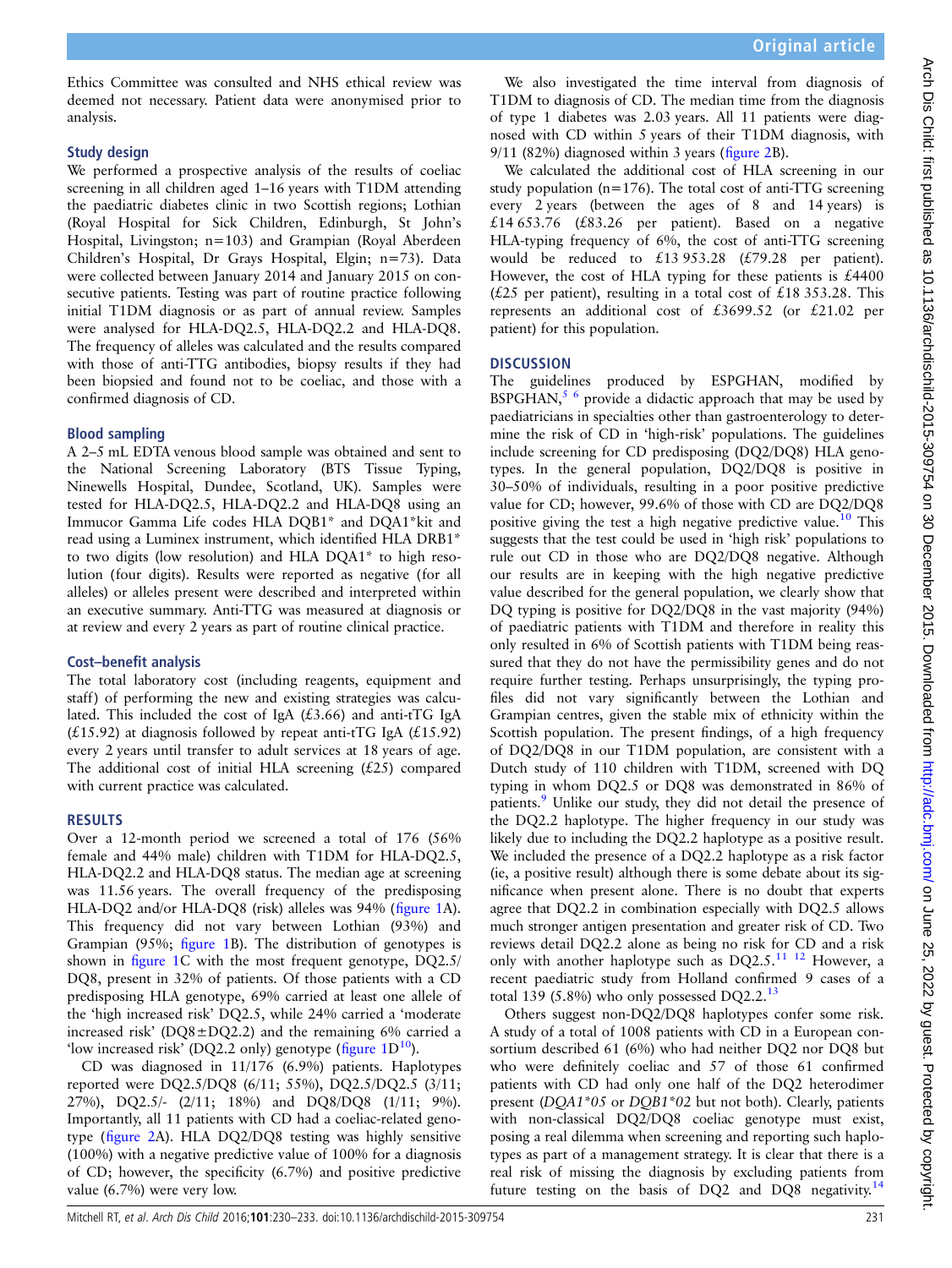Ethics Committee was consulted and NHS ethical review was deemed not necessary. Patient data were anonymised prior to analysis.

### Study design

We performed a prospective analysis of the results of coeliac screening in all children aged 1–16 years with T1DM attending the paediatric diabetes clinic in two Scottish regions; Lothian (Royal Hospital for Sick Children, Edinburgh, St John's Hospital, Livingston; n=103) and Grampian (Royal Aberdeen Children's Hospital, Dr Grays Hospital, Elgin; n=73). Data were collected between January 2014 and January 2015 on consecutive patients. Testing was part of routine practice following initial T1DM diagnosis or as part of annual review. Samples were analysed for HLA-DQ2.5, HLA-DQ2.2 and HLA-DQ8. The frequency of alleles was calculated and the results compared with those of anti-TTG antibodies, biopsy results if they had been biopsied and found not to be coeliac, and those with a confirmed diagnosis of CD.

### Blood sampling

A 2–5 mL EDTA venous blood sample was obtained and sent to the National Screening Laboratory (BTS Tissue Typing, Ninewells Hospital, Dundee, Scotland, UK). Samples were tested for HLA-DQ2.5, HLA-DQ2.2 and HLA-DQ8 using an Immucor Gamma Life codes HLA DQB1* and DQA1*kit and read using a Luminex instrument, which identified HLA DRB1* to two digits (low resolution) and HLA DQA1* to high resolution (four digits). Results were reported as negative (for all alleles) or alleles present were described and interpreted within an executive summary. Anti-TTG was measured at diagnosis or at review and every 2 years as part of routine clinical practice.

### Cost–benefit analysis

The total laboratory cost (including reagents, equipment and staff) of performing the new and existing strategies was calculated. This included the cost of IgA (£3.66) and anti-tTG IgA (£15.92) at diagnosis followed by repeat anti-tTG IgA (£15.92) every 2 years until transfer to adult services at 18 years of age. The additional cost of initial HLA screening (£25) compared with current practice was calculated.

## RESULTS

Over a 12-month period we screened a total of 176 (56% female and 44% male) children with T1DM for HLA-DQ2.5, HLA-DQ2.2 and HLA-DQ8 status. The median age at screening was 11.56 years. The overall frequency of the predisposing HLA-DQ2 and/or HLA-DQ8 (risk) alleles was 94% (figure 1A). This frequency did not vary between Lothian (93%) and Grampian (95%; figure 1B). The distribution of genotypes is shown in figure 1C with the most frequent genotype, DQ2.5/DQ8, present in 32% of patients. Of those patients with a CD predisposing HLA genotype, 69% carried at least one allele of the 'high increased risk' DQ2.5, while 24% carried a 'moderate increased risk' (DQ8±DQ2.2) and the remaining 6% carried a 'low increased risk' (DQ2.2 only) genotype (figure 1D[10]).

CD was diagnosed in 11/176 (6.9%) patients. Haplotypes reported were DQ2.5/DQ8 (6/11; 55%), DQ2.5/DQ2.5 (3/11; 27%), DQ2.5/- (2/11; 18%) and DQ8/DQ8 (1/11; 9%). Importantly, all 11 patients with CD had a coeliac-related genotype (figure 2A). HLA DQ2/DQ8 testing was highly sensitive (100%) with a negative predictive value of 100% for a diagnosis of CD; however, the specificity (6.7%) and positive predictive value (6.7%) were very low.

We also investigated the time interval from diagnosis of T1DM to diagnosis of CD. The median time from the diagnosis of type 1 diabetes was 2.03 years. All 11 patients were diagnosed with CD within 5 years of their T1DM diagnosis, with 9/11 (82%) diagnosed within 3 years (figure 2B).

We calculated the additional cost of HLA screening in our study population (n=176). The total cost of anti-TTG screening every 2 years (between the ages of 8 and 14 years) is £14 653.76 (£83.26 per patient). Based on a negative HLA-typing frequency of 6%, the cost of anti-TTG screening would be reduced to £13 953.28 (£79.28 per patient). However, the cost of HLA typing for these patients is £4400 (£25 per patient), resulting in a total cost of £18 353.28. This represents an additional cost of £3699.52 (or £21.02 per patient) for this population.

## DISCUSSION

The guidelines produced by ESPGHAN, modified by BSPGHAN,[5 6] provide a didactic approach that may be used by paediatricians in specialties other than gastroenterology to determine the risk of CD in 'high-risk' populations. The guidelines include screening for CD predisposing (DQ2/DQ8) HLA genotypes. In the general population, DQ2/DQ8 is positive in 30–50% of individuals, resulting in a poor positive predictive value for CD; however, 99.6% of those with CD are DQ2/DQ8 positive giving the test a high negative predictive value.[10] This suggests that the test could be used in 'high risk' populations to rule out CD in those who are DQ2/DQ8 negative. Although our results are in keeping with the high negative predictive value described for the general population, we clearly show that DQ typing is positive for DQ2/DQ8 in the vast majority (94%) of paediatric patients with T1DM and therefore in reality this only resulted in 6% of Scottish patients with T1DM being reassured that they do not have the permissibility genes and do not require further testing. Perhaps unsurprisingly, the typing profiles did not vary significantly between the Lothian and Grampian centres, given the stable mix of ethnicity within the Scottish population. The present findings, of a high frequency of DQ2/DQ8 in our T1DM population, are consistent with a Dutch study of 110 children with T1DM, screened with DQ typing in whom DQ2.5 or DQ8 was demonstrated in 86% of patients.[9] Unlike our study, they did not detail the presence of the DQ2.2 haplotype. The higher frequency in our study was likely due to including the DQ2.2 haplotype as a positive result. We included the presence of a DQ2.2 haplotype as a risk factor (ie, a positive result) although there is some debate about its significance when present alone. There is no doubt that experts agree that DQ2.2 in combination especially with DQ2.5 allows much stronger antigen presentation and greater risk of CD. Two reviews detail DQ2.2 alone as being no risk for CD and a risk only with another haplotype such as DQ2.5.[11 12] However, a recent paediatric study from Holland confirmed 9 cases of a total 139 (5.8%) who only possessed DQ2.2.[13]

Others suggest non-DQ2/DQ8 haplotypes confer some risk. A study of a total of 1008 patients with CD in a European consortium described 61 (6%) who had neither DQ2 nor DQ8 but who were definitely coeliac and 57 of those 61 confirmed patients with CD had only one half of the DQ2 heterodimer present (*DQA1\*05* or *DQB1\*02* but not both). Clearly, patients with non-classical DQ2/DQ8 coeliac genotype must exist, posing a real dilemma when screening and reporting such haplotypes as part of a management strategy. It is clear that there is a real risk of missing the diagnosis by excluding patients from future testing on the basis of DQ2 and DQ8 negativity.[14]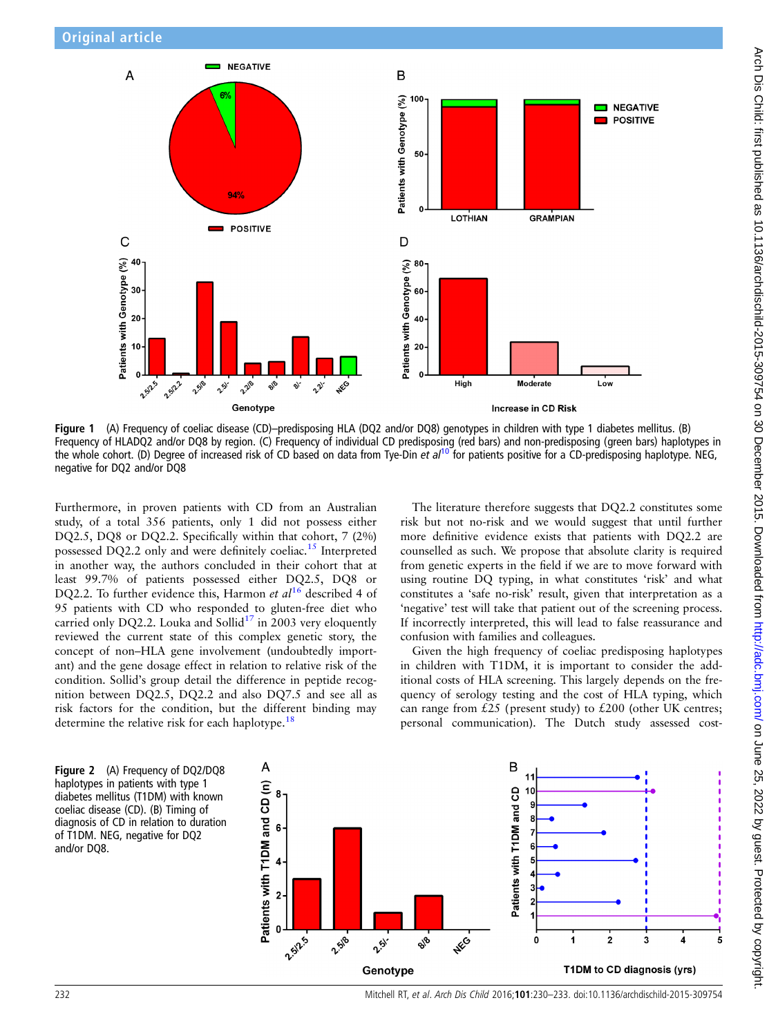Figure 1 (A) Frequency of coeliac disease (CD)–predisposing HLA (DQ2 and/or DQ8) genotypes in children with type 1 diabetes mellitus. (B) Frequency of HLADQ2 and/or DQ8 by region. (C) Frequency of individual CD predisposing (red bars) and non-predisposing (green bars) haplotypes in the whole cohort. (D) Degree of increased risk of CD based on data from Tye-Din *et al*[10] for patients positive for a CD-predisposing haplotype. NEG, negative for DQ2 and/or DQ8

Furthermore, in proven patients with CD from an Australian study, of a total 356 patients, only 1 did not possess either DQ2.5, DQ8 or DQ2.2. Specifically within that cohort, 7 (2%) possessed DQ2.2 only and were definitely coeliac.[15] Interpreted in another way, the authors concluded in their cohort that at least 99.7% of patients possessed either DQ2.5, DQ8 or DQ2.2. To further evidence this, Harmon *et al*[16] described 4 of 95 patients with CD who responded to gluten-free diet who carried only DQ2.2. Louka and Sollid[17] in 2003 very eloquently reviewed the current state of this complex genetic story, the concept of non–HLA gene involvement (undoubtedly important) and the gene dosage effect in relation to relative risk of the condition. Sollid's group detail the difference in peptide recognition between DQ2.5, DQ2.2 and also DQ7.5 and see all as risk factors for the condition, but the different binding may determine the relative risk for each haplotype.[18]

The literature therefore suggests that DQ2.2 constitutes some risk but not no-risk and we would suggest that until further more definitive evidence exists that patients with DQ2.2 are counselled as such. We propose that absolute clarity is required from genetic experts in the field if we are to move forward with using routine DQ typing, in what constitutes 'risk' and what constitutes a 'safe no-risk' result, given that interpretation as a 'negative' test will take that patient out of the screening process. If incorrectly interpreted, this will lead to false reassurance and confusion with families and colleagues.

Given the high frequency of coeliac predisposing haplotypes in children with T1DM, it is important to consider the additional costs of HLA screening. This largely depends on the frequency of serology testing and the cost of HLA typing, which can range from £25 (present study) to £200 (other UK centres; personal communication). The Dutch study assessed cost-

Figure 2 (A) Frequency of DQ2/DQ8 haplotypes in patients with type 1 diabetes mellitus (T1DM) with known coeliac disease (CD). (B) Timing of diagnosis of CD in relation to duration of T1DM. NEG, negative for DQ2 and/or DQ8.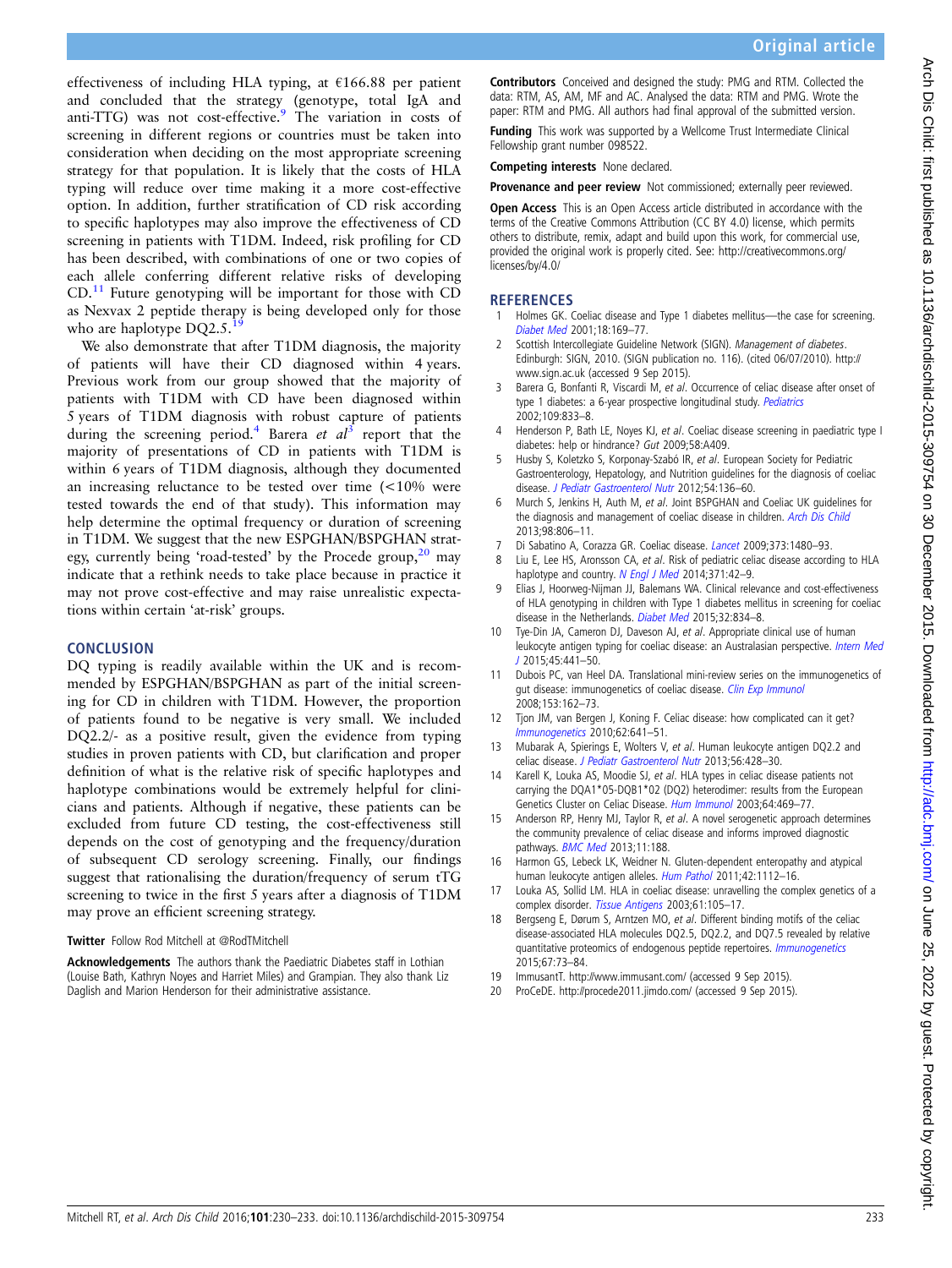effectiveness of including HLA typing, at €166.88 per patient and concluded that the strategy (genotype, total IgA and anti-TTG) was not cost-effective.[9] The variation in costs of screening in different regions or countries must be taken into consideration when deciding on the most appropriate screening strategy for that population. It is likely that the costs of HLA typing will reduce over time making it a more cost-effective option. In addition, further stratification of CD risk according to specific haplotypes may also improve the effectiveness of CD screening in patients with T1DM. Indeed, risk profiling for CD has been described, with combinations of one or two copies of each allele conferring different relative risks of developing CD.[11] Future genotyping will be important for those with CD as Nexvax 2 peptide therapy is being developed only for those who are haplotype DQ2.5.[19]

We also demonstrate that after T1DM diagnosis, the majority of patients will have their CD diagnosed within 4 years. Previous work from our group showed that the majority of patients with T1DM with CD have been diagnosed within 5 years of T1DM diagnosis with robust capture of patients during the screening period.[4] Barera *et al*[3] report that the majority of presentations of CD in patients with T1DM is within 6 years of T1DM diagnosis, although they documented an increasing reluctance to be tested over time (<10% were tested towards the end of that study). This information may help determine the optimal frequency or duration of screening in T1DM. We suggest that the new ESPGHAN/BSPGHAN strategy, currently being 'road-tested' by the Procede group,[20] may indicate that a rethink needs to take place because in practice it may not prove cost-effective and may raise unrealistic expectations within certain 'at-risk' groups.

## CONCLUSION

DQ typing is readily available within the UK and is recommended by ESPGHAN/BSPGHAN as part of the initial screening for CD in children with T1DM. However, the proportion of patients found to be negative is very small. We included DQ2.2/- as a positive result, given the evidence from typing studies in proven patients with CD, but clarification and proper definition of what is the relative risk of specific haplotypes and haplotype combinations would be extremely helpful for clinicians and patients. Although if negative, these patients can be excluded from future CD testing, the cost-effectiveness still depends on the cost of genotyping and the frequency/duration of subsequent CD serology screening. Finally, our findings suggest that rationalising the duration/frequency of serum tTG screening to twice in the first 5 years after a diagnosis of T1DM may prove an efficient screening strategy.

**Twitter** Follow Rod Mitchell at @RodTMitchell

**Acknowledgements** The authors thank the Paediatric Diabetes staff in Lothian (Louise Bath, Kathryn Noyes and Harriet Miles) and Grampian. They also thank Liz Daglish and Marion Henderson for their administrative assistance.

**Contributors** Conceived and designed the study: PMG and RTM. Collected the data: RTM, AS, AM, MF and AC. Analysed the data: RTM and PMG. Wrote the paper: RTM and PMG. All authors had final approval of the submitted version.

**Funding** This work was supported by a Wellcome Trust Intermediate Clinical Fellowship grant number 098522.

**Competing interests** None declared.

**Provenance and peer review** Not commissioned; externally peer reviewed.

**Open Access** This is an Open Access article distributed in accordance with the terms of the Creative Commons Attribution (CC BY 4.0) license, which permits others to distribute, remix, adapt and build upon this work, for commercial use, provided the original work is properly cited. See: http://creativecommons.org/licenses/by/4.0/

## REFERENCES

1. Holmes GK. Coeliac disease and Type 1 diabetes mellitus—the case for screening. *Diabet Med* 2001;18:169–77.
2. Scottish Intercollegiate Guideline Network (SIGN). *Management of diabetes*. Edinburgh: SIGN, 2010. (SIGN publication no. 116). (cited 06/07/2010). http://www.sign.ac.uk (accessed 9 Sep 2015).
3. Barera G, Bonfanti R, Viscardi M, *et al*. Occurrence of celiac disease after onset of type 1 diabetes: a 6-year prospective longitudinal study. *Pediatrics* 2002;109:833–8.
4. Henderson P, Bath LE, Noyes KJ, *et al*. Coeliac disease screening in paediatric type I diabetes: help or hindrance? *Gut* 2009;58:A409.
5. Husby S, Koletzko S, Korponay-Szabó IR, *et al*. European Society for Pediatric Gastroenterology, Hepatology, and Nutrition guidelines for the diagnosis of coeliac disease. *J Pediatr Gastroenterol Nutr* 2012;54:136–60.
6. Murch S, Jenkins H, Auth M, *et al*. Joint BSPGHAN and Coeliac UK guidelines for the diagnosis and management of coeliac disease in children. *Arch Dis Child* 2013;98:806–11.
7. Di Sabatino A, Corazza GR. Coeliac disease. *Lancet* 2009;373:1480–93.
8. Liu E, Lee HS, Aronsson CA, *et al*. Risk of pediatric celiac disease according to HLA haplotype and country. *N Engl J Med* 2014;371:42–9.
9. Elias J, Hoorweg-Nijman JJ, Balemans WA. Clinical relevance and cost-effectiveness of HLA genotyping in children with Type 1 diabetes mellitus in screening for coeliac disease in the Netherlands. *Diabet Med* 2015;32:834–8.
10. Tye-Din JA, Cameron DJ, Daveson AJ, *et al*. Appropriate clinical use of human leukocyte antigen typing for coeliac disease: an Australasian perspective. *Intern Med J* 2015;45:441–50.
11. Dubois PC, van Heel DA. Translational mini-review series on the immunogenetics of gut disease: immunogenetics of coeliac disease. *Clin Exp Immunol* 2008;153:162–73.
12. Tjon JM, van Bergen J, Koning F. Celiac disease: how complicated can it get? *Immunogenetics* 2010;62:641–51.
13. Mubarak A, Spierings E, Wolters V, *et al*. Human leukocyte antigen DQ2.2 and celiac disease. *J Pediatr Gastroenterol Nutr* 2013;56:428–30.
14. Karell K, Louka AS, Moodie SJ, *et al*. HLA types in celiac disease patients not carrying the DQA1*05-DQB1*02 (DQ2) heterodimer: results from the European Genetics Cluster on Celiac Disease. *Hum Immunol* 2003;64:469–77.
15. Anderson RP, Henry MJ, Taylor R, *et al*. A novel serogenetic approach determines the community prevalence of celiac disease and informs improved diagnostic pathways. *BMC Med* 2013;11:188.
16. Harmon GS, Lebeck LK, Weidner N. Gluten-dependent enteropathy and atypical human leukocyte antigen alleles. *Hum Pathol* 2011;42:1112–16.
17. Louka AS, Sollid LM. HLA in coeliac disease: unravelling the complex genetics of a complex disorder. *Tissue Antigens* 2003;61:105–17.
18. Bergseng E, Dørum S, Arntzen MO, *et al*. Different binding motifs of the celiac disease-associated HLA molecules DQ2.5, DQ2.2, and DQ7.5 revealed by relative quantitative proteomics of endogenous peptide repertoires. *Immunogenetics* 2015;67:73–84.
19. ImmusantT. http://www.immusant.com/ (accessed 9 Sep 2015).
20. ProCeDE. http://procede2011.jimdo.com/ (accessed 9 Sep 2015).